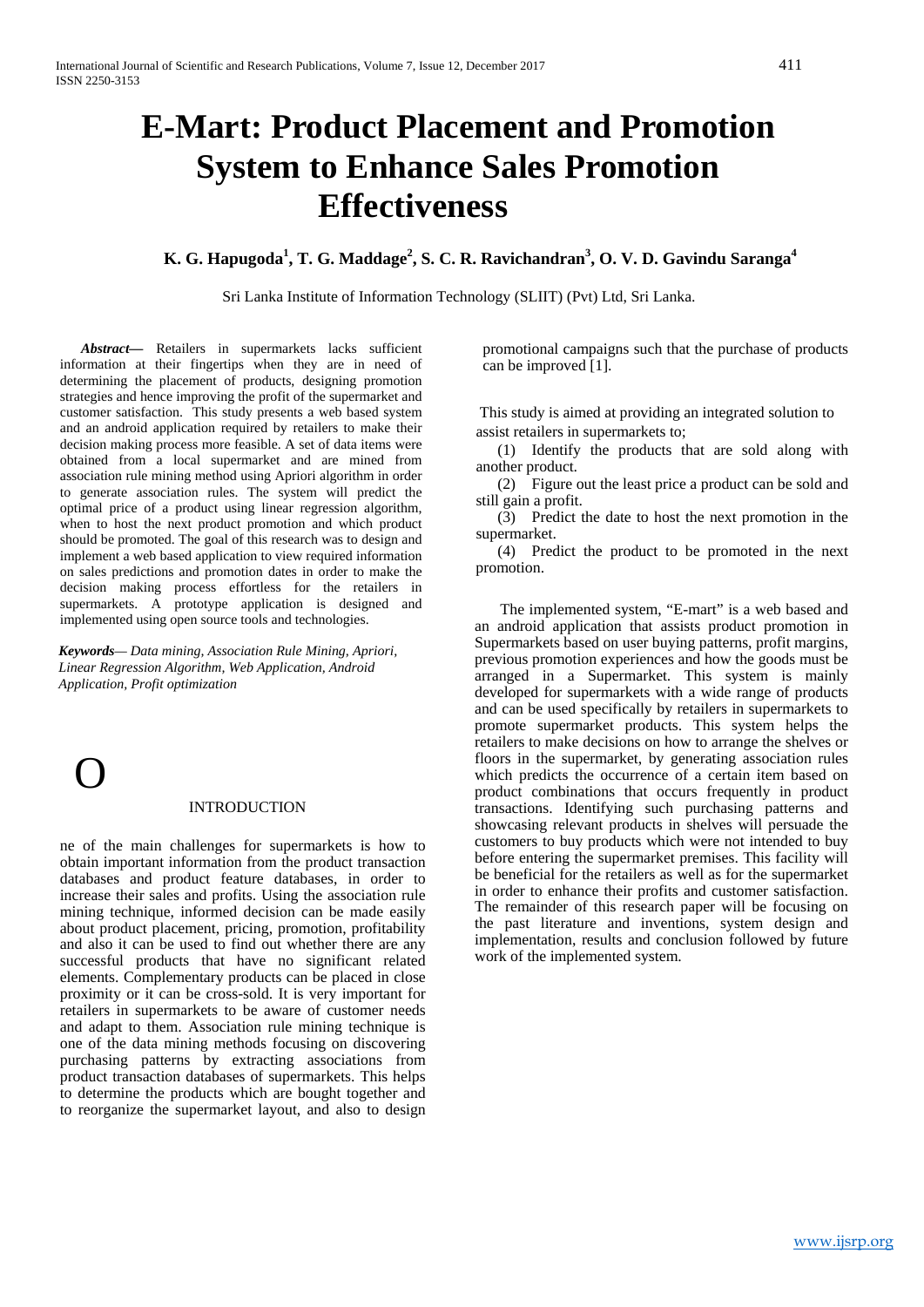# E-Mart: Product Placement and Promotion System to Enhance Sales Promotion Effectiveness

**K. G. Hapugoda[1], T. G. Maddage[2], S. C. R. Ravichandran[3], O. V. D. Gavindu Saranga[4]**

Sri Lanka Institute of Information Technology (SLIIT) (Pvt) Ltd, Sri Lanka.

***Abstract*—** Retailers in supermarkets lacks sufficient information at their fingertips when they are in need of determining the placement of products, designing promotion strategies and hence improving the profit of the supermarket and customer satisfaction. This study presents a web based system and an android application required by retailers to make their decision making process more feasible. A set of data items were obtained from a local supermarket and are mined from association rule mining method using Apriori algorithm in order to generate association rules. The system will predict the optimal price of a product using linear regression algorithm, when to host the next product promotion and which product should be promoted. The goal of this research was to design and implement a web based application to view required information on sales predictions and promotion dates in order to make the decision making process effortless for the retailers in supermarkets. A prototype application is designed and implemented using open source tools and technologies.

***Keywords*— *Data mining, Association Rule Mining, Apriori, Linear Regression Algorithm, Web Application, Android Application, Profit optimization***

## INTRODUCTION

One of the main challenges for supermarkets is how to obtain important information from the product transaction databases and product feature databases, in order to increase their sales and profits. Using the association rule mining technique, informed decision can be made easily about product placement, pricing, promotion, profitability and also it can be used to find out whether there are any successful products that have no significant related elements. Complementary products can be placed in close proximity or it can be cross-sold. It is very important for retailers in supermarkets to be aware of customer needs and adapt to them. Association rule mining technique is one of the data mining methods focusing on discovering purchasing patterns by extracting associations from product transaction databases of supermarkets. This helps to determine the products which are bought together and to reorganize the supermarket layout, and also to design promotional campaigns such that the purchase of products can be improved [1].

This study is aimed at providing an integrated solution to assist retailers in supermarkets to;

(1) Identify the products that are sold along with another product.

(2) Figure out the least price a product can be sold and still gain a profit.

(3) Predict the date to host the next promotion in the supermarket.

(4) Predict the product to be promoted in the next promotion.

The implemented system, "E-mart" is a web based and an android application that assists product promotion in Supermarkets based on user buying patterns, profit margins, previous promotion experiences and how the goods must be arranged in a Supermarket. This system is mainly developed for supermarkets with a wide range of products and can be used specifically by retailers in supermarkets to promote supermarket products. This system helps the retailers to make decisions on how to arrange the shelves or floors in the supermarket, by generating association rules which predicts the occurrence of a certain item based on product combinations that occurs frequently in product transactions. Identifying such purchasing patterns and showcasing relevant products in shelves will persuade the customers to buy products which were not intended to buy before entering the supermarket premises. This facility will be beneficial for the retailers as well as for the supermarket in order to enhance their profits and customer satisfaction. The remainder of this research paper will be focusing on the past literature and inventions, system design and implementation, results and conclusion followed by future work of the implemented system.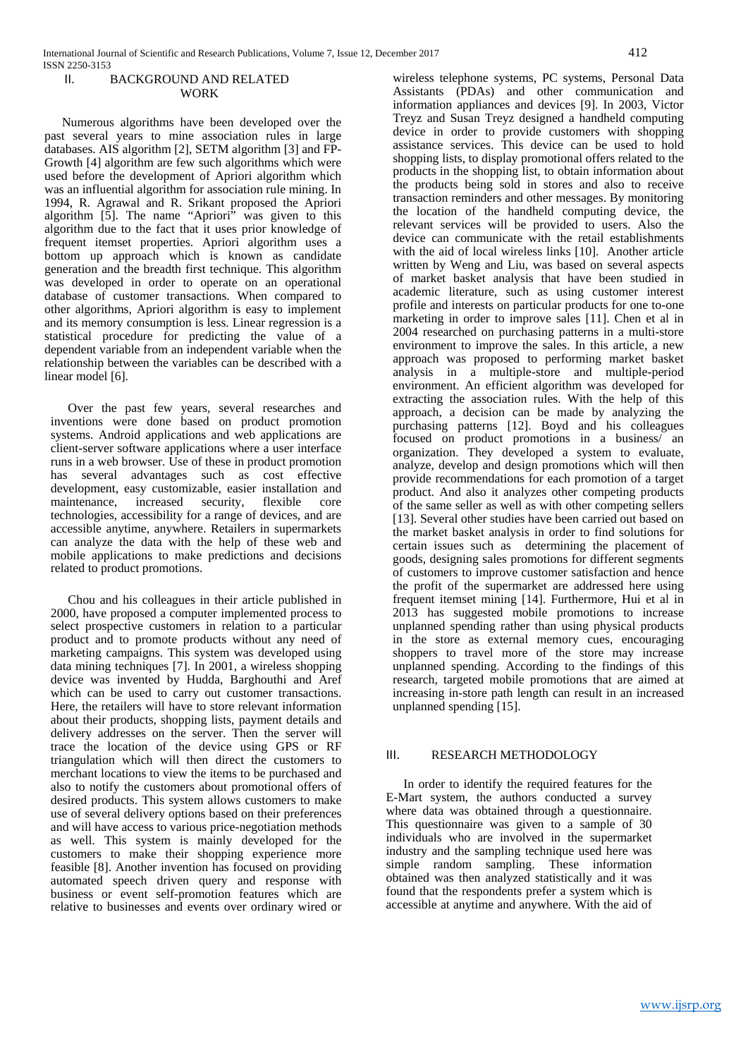## II. BACKGROUND AND RELATED WORK

Numerous algorithms have been developed over the past several years to mine association rules in large databases. AIS algorithm [2], SETM algorithm [3] and FP-Growth [4] algorithm are few such algorithms which were used before the development of Apriori algorithm which was an influential algorithm for association rule mining. In 1994, R. Agrawal and R. Srikant proposed the Apriori algorithm [5]. The name "Apriori" was given to this algorithm due to the fact that it uses prior knowledge of frequent itemset properties. Apriori algorithm uses a bottom up approach which is known as candidate generation and the breadth first technique. This algorithm was developed in order to operate on an operational database of customer transactions. When compared to other algorithms, Apriori algorithm is easy to implement and its memory consumption is less. Linear regression is a statistical procedure for predicting the value of a dependent variable from an independent variable when the relationship between the variables can be described with a linear model [6].

Over the past few years, several researches and inventions were done based on product promotion systems. Android applications and web applications are client-server software applications where a user interface runs in a web browser. Use of these in product promotion has several advantages such as cost effective development, easy customizable, easier installation and maintenance, increased security, flexible core technologies, accessibility for a range of devices, and are accessible anytime, anywhere. Retailers in supermarkets can analyze the data with the help of these web and mobile applications to make predictions and decisions related to product promotions.

Chou and his colleagues in their article published in 2000, have proposed a computer implemented process to select prospective customers in relation to a particular product and to promote products without any need of marketing campaigns. This system was developed using data mining techniques [7]. In 2001, a wireless shopping device was invented by Hudda, Barghouthi and Aref which can be used to carry out customer transactions. Here, the retailers will have to store relevant information about their products, shopping lists, payment details and delivery addresses on the server. Then the server will trace the location of the device using GPS or RF triangulation which will then direct the customers to merchant locations to view the items to be purchased and also to notify the customers about promotional offers of desired products. This system allows customers to make use of several delivery options based on their preferences and will have access to various price-negotiation methods as well. This system is mainly developed for the customers to make their shopping experience more feasible [8]. Another invention has focused on providing automated speech driven query and response with business or event self-promotion features which are relative to businesses and events over ordinary wired or wireless telephone systems, PC systems, Personal Data Assistants (PDAs) and other communication and information appliances and devices [9]. In 2003, Victor Treyz and Susan Treyz designed a handheld computing device in order to provide customers with shopping assistance services. This device can be used to hold shopping lists, to display promotional offers related to the products in the shopping list, to obtain information about the products being sold in stores and also to receive transaction reminders and other messages. By monitoring the location of the handheld computing device, the relevant services will be provided to users. Also the device can communicate with the retail establishments with the aid of local wireless links [10]. Another article written by Weng and Liu, was based on several aspects of market basket analysis that have been studied in academic literature, such as using customer interest profile and interests on particular products for one to-one marketing in order to improve sales [11]. Chen et al in 2004 researched on purchasing patterns in a multi-store environment to improve the sales. In this article, a new approach was proposed to performing market basket analysis in a multiple-store and multiple-period environment. An efficient algorithm was developed for extracting the association rules. With the help of this approach, a decision can be made by analyzing the purchasing patterns [12]. Boyd and his colleagues focused on product promotions in a business/ an organization. They developed a system to evaluate, analyze, develop and design promotions which will then provide recommendations for each promotion of a target product. And also it analyzes other competing products of the same seller as well as with other competing sellers [13]. Several other studies have been carried out based on the market basket analysis in order to find solutions for certain issues such as determining the placement of goods, designing sales promotions for different segments of customers to improve customer satisfaction and hence the profit of the supermarket are addressed here using frequent itemset mining [14]. Furthermore, Hui et al in 2013 has suggested mobile promotions to increase unplanned spending rather than using physical products in the store as external memory cues, encouraging shoppers to travel more of the store may increase unplanned spending. According to the findings of this research, targeted mobile promotions that are aimed at increasing in-store path length can result in an increased unplanned spending [15].

## III. RESEARCH METHODOLOGY

In order to identify the required features for the E-Mart system, the authors conducted a survey where data was obtained through a questionnaire. This questionnaire was given to a sample of 30 individuals who are involved in the supermarket industry and the sampling technique used here was simple random sampling. These information obtained was then analyzed statistically and it was found that the respondents prefer a system which is accessible at anytime and anywhere. With the aid of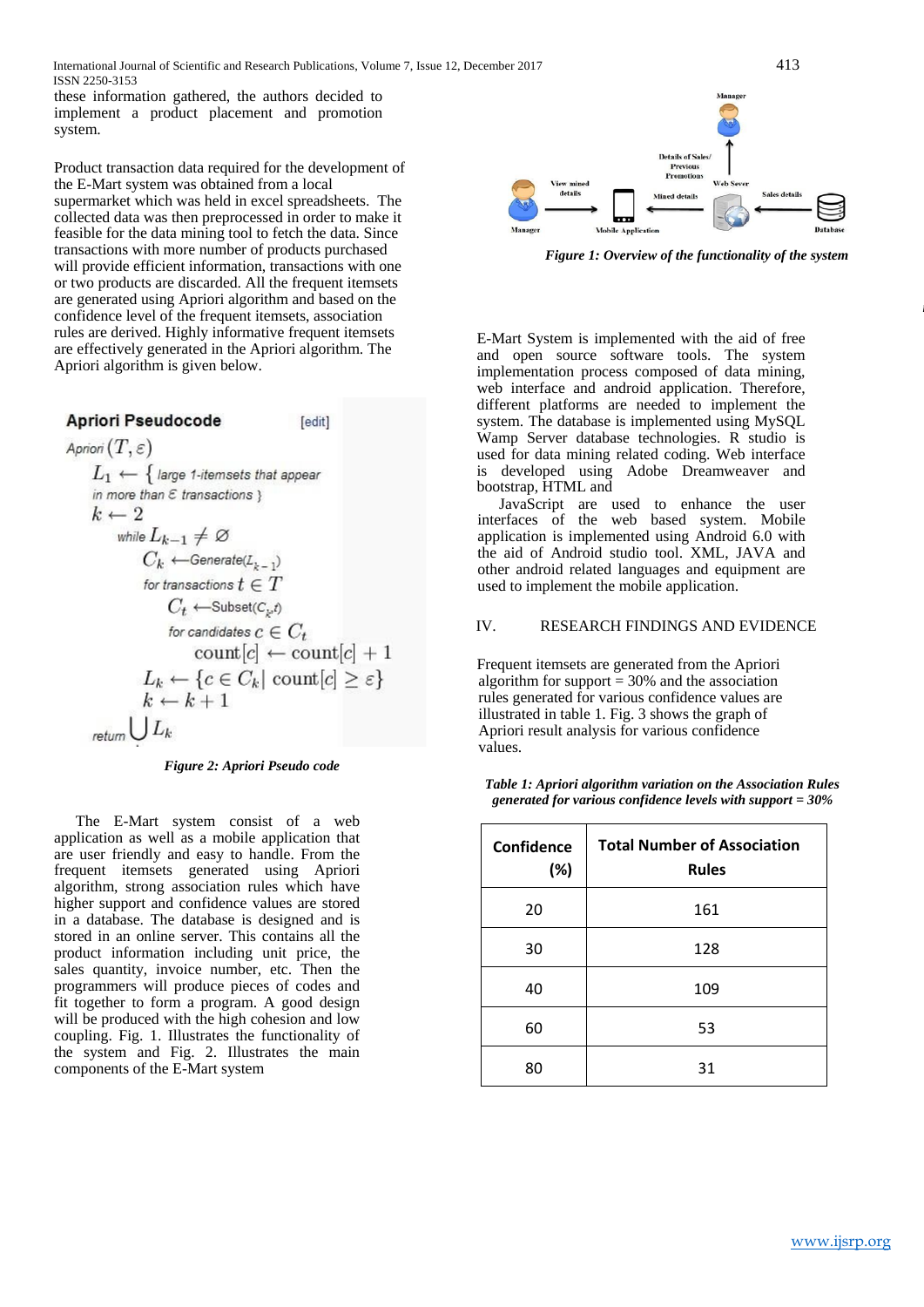these information gathered, the authors decided to implement a product placement and promotion system.

Product transaction data required for the development of the E-Mart system was obtained from a local supermarket which was held in excel spreadsheets. The collected data was then preprocessed in order to make it feasible for the data mining tool to fetch the data. Since transactions with more number of products purchased will provide efficient information, transactions with one or two products are discarded. All the frequent itemsets are generated using Apriori algorithm and based on the confidence level of the frequent itemsets, association rules are derived. Highly informative frequent itemsets are effectively generated in the Apriori algorithm. The Apriori algorithm is given below.

**Apriori Pseudocode** [edit]

Apriori $(T, \varepsilon)$

$L_1 \leftarrow \{$ large 1-itemsets that appear in more than $\varepsilon$ transactions $\}$

$k \leftarrow 2$

while $L_{k-1} \neq \varnothing$

$C_k \leftarrow$ Generate$(L_{k-1})$

for transactions $t \in T$

$C_t \leftarrow$ Subset$(C_k, t)$

for candidates $c \in C_t$

$\text{count}[c] \leftarrow \text{count}[c] + 1$

$L_k \leftarrow \{c \in C_k | \text{ count}[c] \geq \varepsilon\}$

$k \leftarrow k + 1$

return $\bigcup L_k$

*Figure 2: Apriori Pseudo code*

The E-Mart system consist of a web application as well as a mobile application that are user friendly and easy to handle. From the frequent itemsets generated using Apriori algorithm, strong association rules which have higher support and confidence values are stored in a database. The database is designed and is stored in an online server. This contains all the product information including unit price, the sales quantity, invoice number, etc. Then the programmers will produce pieces of codes and fit together to form a program. A good design will be produced with the high cohesion and low coupling. Fig. 1. Illustrates the functionality of the system and Fig. 2. Illustrates the main components of the E-Mart system

Manager

Details of Sales/ Previous Promotions

View mined details

Mined details

Web Sever

Sales details

Manager

Mobile Application

Database

*Figure 1: Overview of the functionality of the system*

E-Mart System is implemented with the aid of free and open source software tools. The system implementation process composed of data mining, web interface and android application. Therefore, different platforms are needed to implement the system. The database is implemented using MySQL Wamp Server database technologies. R studio is used for data mining related coding. Web interface is developed using Adobe Dreamweaver and bootstrap, HTML and

JavaScript are used to enhance the user interfaces of the web based system. Mobile application is implemented using Android 6.0 with the aid of Android studio tool. XML, JAVA and other android related languages and equipment are used to implement the mobile application.

## IV. RESEARCH FINDINGS AND EVIDENCE

Frequent itemsets are generated from the Apriori algorithm for support = 30% and the association rules generated for various confidence values are illustrated in table 1. Fig. 3 shows the graph of Apriori result analysis for various confidence values.

***Table 1: Apriori algorithm variation on the Association Rules generated for various confidence levels with support = 30%***

| Confidence (%) | Total Number of Association Rules |
|---|---|
| 20 | 161 |
| 30 | 128 |
| 40 | 109 |
| 60 | 53 |
| 80 | 31 |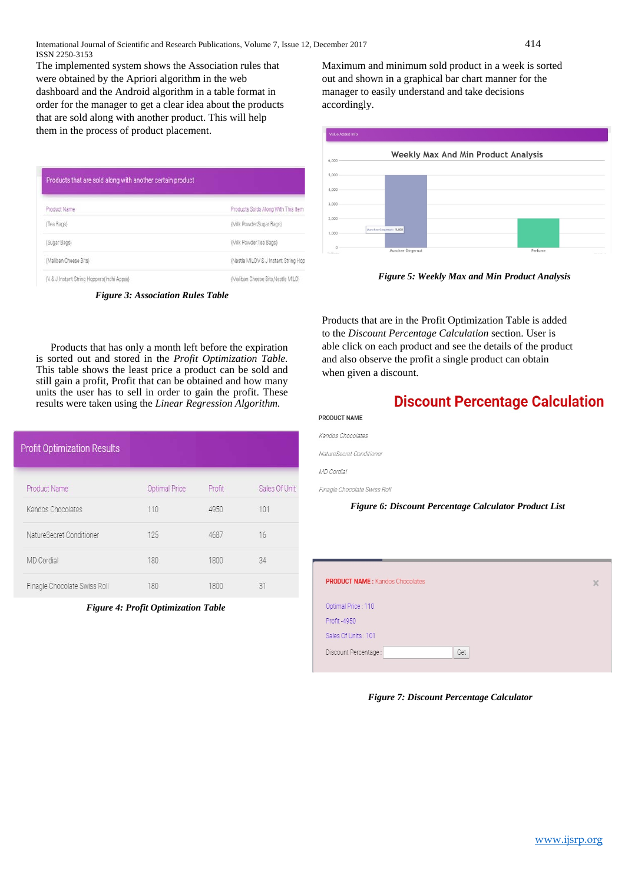The implemented system shows the Association rules that were obtained by the Apriori algorithm in the web dashboard and the Android algorithm in a table format in order for the manager to get a clear idea about the products that are sold along with another product. This will help them in the process of product placement.

Products that are sold along with another certain product

| Product Name | Products Solds Along With This Item |
|---|---|
| (Tea Bags) | (Milk Powder,Sugar Bags) |
| (Sugar Bags) | (Milk Powder,Tea Bags) |
| (Maliban Cheese Bits) | (Nestle MILO,V & J Instant String Hop |
| (V & J Instant String Hoppers(Indhi Appa)) | (Maliban Cheese Bits,Nestle MILO) |

*Figure 3: Association Rules Table*

Products that has only a month left before the expiration is sorted out and stored in the *Profit Optimization Table.* This table shows the least price a product can be sold and still gain a profit, Profit that can be obtained and how many units the user has to sell in order to gain the profit. These results were taken using the *Linear Regression Algorithm.*

Profit Optimization Results

| Product Name | Optimal Price | Profit | Sales Of Unit |
|---|---|---|---|
| Kandos Chocolates | 110 | 4950 | 101 |
| NatureSecret Conditioner | 125 | 4687 | 16 |
| MD Cordial | 180 | 1800 | 34 |
| Finagle Chocolate Swiss Roll | 180 | 1800 | 31 |

*Figure 4: Profit Optimization Table*

Maximum and minimum sold product in a week is sorted out and shown in a graphical bar chart manner for the manager to easily understand and take decisions accordingly.

*Figure 5: Weekly Max and Min Product Analysis*

Products that are in the Profit Optimization Table is added to the *Discount Percentage Calculation* section. User is able click on each product and see the details of the product and also observe the profit a single product can obtain when given a discount.

**Discount Percentage Calculation**

PRODUCT NAME

*Kandos Chocolates*

*NatureSecret Conditioner*

*MD Cordial*

*Finagle Chocolate Swiss Roll*

*Figure 6: Discount Percentage Calculator Product List*

**PRODUCT NAME :** Kandos Chocolates

Optimal Price : 110

Profit :4950

Sales Of Units : 101

Discount Percentage : [ ] Get

*Figure 7: Discount Percentage Calculator*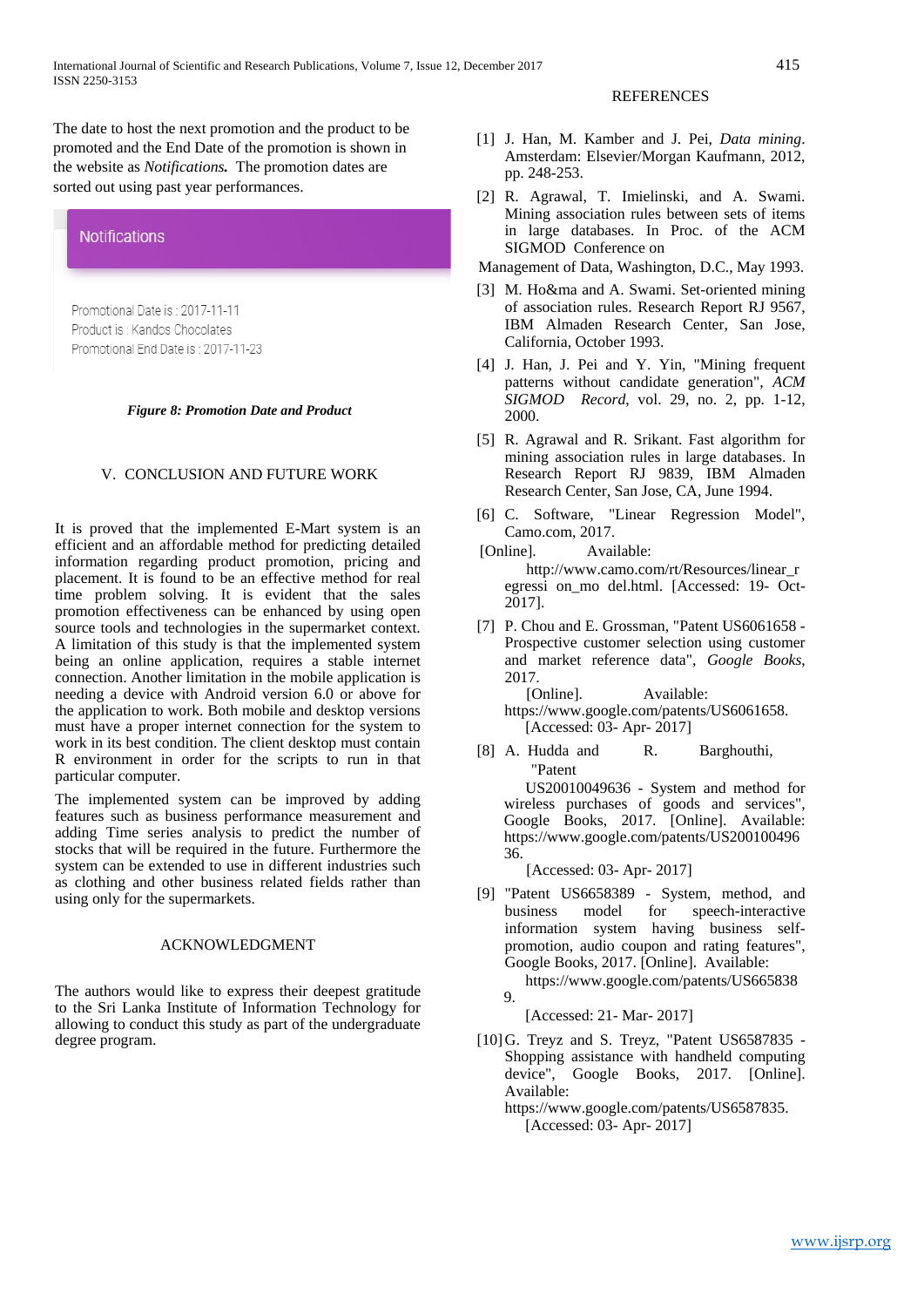The date to host the next promotion and the product to be promoted and the End Date of the promotion is shown in the website as ***Notifications.*** The promotion dates are sorted out using past year performances.

Notifications

Promotional Date is : 2017-11-11
Product is : Kandos Chocolates
Promotional End Date is : 2017-11-23

***Figure 8: Promotion Date and Product***

## V. CONCLUSION AND FUTURE WORK

It is proved that the implemented E-Mart system is an efficient and an affordable method for predicting detailed information regarding product promotion, pricing and placement. It is found to be an effective method for real time problem solving. It is evident that the sales promotion effectiveness can be enhanced by using open source tools and technologies in the supermarket context. A limitation of this study is that the implemented system being an online application, requires a stable internet connection. Another limitation in the mobile application is needing a device with Android version 6.0 or above for the application to work. Both mobile and desktop versions must have a proper internet connection for the system to work in its best condition. The client desktop must contain R environment in order for the scripts to run in that particular computer.

The implemented system can be improved by adding features such as business performance measurement and adding Time series analysis to predict the number of stocks that will be required in the future. Furthermore the system can be extended to use in different industries such as clothing and other business related fields rather than using only for the supermarkets.

## ACKNOWLEDGMENT

The authors would like to express their deepest gratitude to the Sri Lanka Institute of Information Technology for allowing to conduct this study as part of the undergraduate degree program.

## REFERENCES

[1] J. Han, M. Kamber and J. Pei, *Data mining*. Amsterdam: Elsevier/Morgan Kaufmann, 2012, pp. 248-253.

[2] R. Agrawal, T. Imielinski, and A. Swami. Mining association rules between sets of items in large databases. In Proc. of the ACM SIGMOD Conference on Management of Data, Washington, D.C., May 1993.

[3] M. Ho&ma and A. Swami. Set-oriented mining of association rules. Research Report RJ 9567, IBM Almaden Research Center, San Jose, California, October 1993.

[4] J. Han, J. Pei and Y. Yin, "Mining frequent patterns without candidate generation", *ACM SIGMOD Record*, vol. 29, no. 2, pp. 1-12, 2000.

[5] R. Agrawal and R. Srikant. Fast algorithm for mining association rules in large databases. In Research Report RJ 9839, IBM Almaden Research Center, San Jose, CA, June 1994.

[6] C. Software, "Linear Regression Model", Camo.com, 2017. [Online]. Available: http://www.camo.com/rt/Resources/linear_r egressi on_mo del.html. [Accessed: 19- Oct- 2017].

[7] P. Chou and E. Grossman, "Patent US6061658 - Prospective customer selection using customer and market reference data", *Google Books*, 2017. [Online]. Available: https://www.google.com/patents/US6061658. [Accessed: 03- Apr- 2017]

[8] A. Hudda and R. Barghouthi, "Patent US20010049636 - System and method for wireless purchases of goods and services", Google Books, 2017. [Online]. Available: https://www.google.com/patents/US200100496 36. [Accessed: 03- Apr- 2017]

[9] "Patent US6658389 - System, method, and business model for speech-interactive information system having business self-promotion, audio coupon and rating features", Google Books, 2017. [Online]. Available: https://www.google.com/patents/US665838 9. [Accessed: 21- Mar- 2017]

[10] G. Treyz and S. Treyz, "Patent US6587835 - Shopping assistance with handheld computing device", Google Books, 2017. [Online]. Available: https://www.google.com/patents/US6587835. [Accessed: 03- Apr- 2017]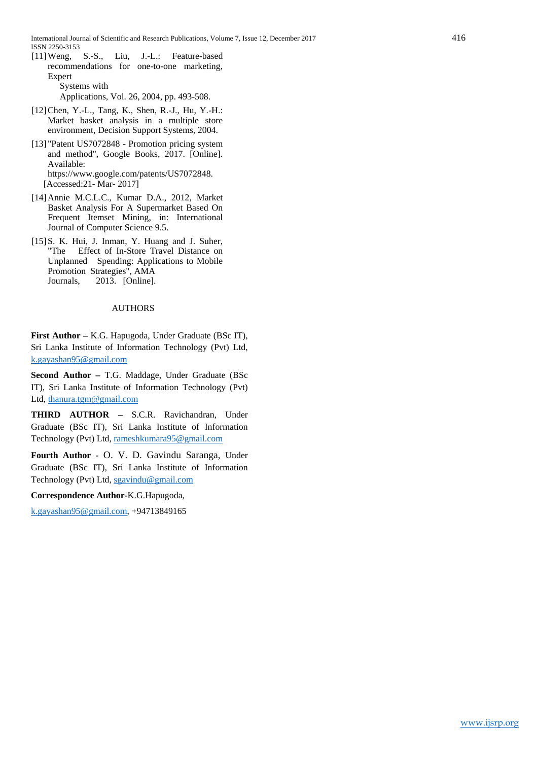[11] Weng, S.-S., Liu, J.-L.: Feature-based recommendations for one-to-one marketing, Expert Systems with Applications, Vol. 26, 2004, pp. 493-508.

[12] Chen, Y.-L., Tang, K., Shen, R.-J., Hu, Y.-H.: Market basket analysis in a multiple store environment, Decision Support Systems, 2004.

[13] "Patent US7072848 - Promotion pricing system and method", Google Books, 2017. [Online]. Available: https://www.google.com/patents/US7072848. [Accessed:21- Mar- 2017]

[14] Annie M.C.L.C., Kumar D.A., 2012, Market Basket Analysis For A Supermarket Based On Frequent Itemset Mining, in: International Journal of Computer Science 9.5.

[15] S. K. Hui, J. Inman, Y. Huang and J. Suher, "The Effect of In-Store Travel Distance on Unplanned Spending: Applications to Mobile Promotion Strategies", AMA Journals, 2013. [Online].

## AUTHORS

**First Author –** K.G. Hapugoda, Under Graduate (BSc IT), Sri Lanka Institute of Information Technology (Pvt) Ltd, k.gayashan95@gmail.com

**Second Author –** T.G. Maddage, Under Graduate (BSc IT), Sri Lanka Institute of Information Technology (Pvt) Ltd, thanura.tgm@gmail.com

**THIRD AUTHOR –** S.C.R. Ravichandran, Under Graduate (BSc IT), Sri Lanka Institute of Information Technology (Pvt) Ltd, rameshkumara95@gmail.com

**Fourth Author** - O. V. D. Gavindu Saranga, Under Graduate (BSc IT), Sri Lanka Institute of Information Technology (Pvt) Ltd, sgavindu@gmail.com

**Correspondence Author**-K.G.Hapugoda,

k.gayashan95@gmail.com, +94713849165